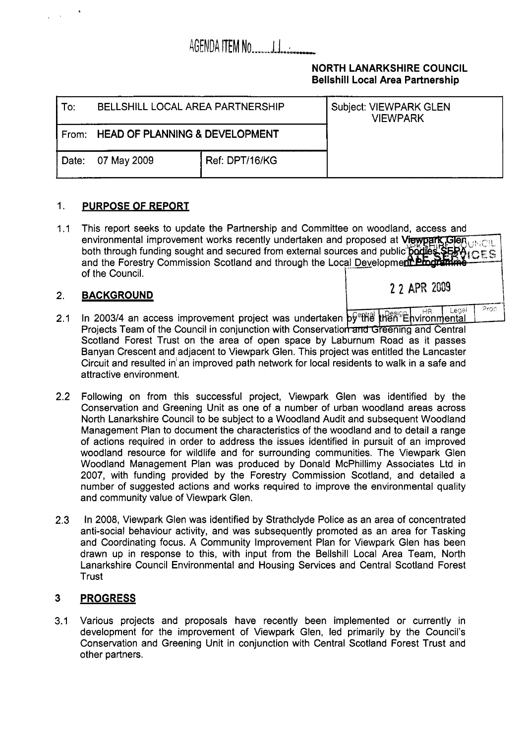AGENDA ITEM No. 11

**NORTH LANARKSHIRE COUNCIL**
**Bellshill Local Area Partnership**

| To: BELLSHILL LOCAL AREA PARTNERSHIP | | Subject: VIEWPARK GLEN VIEWPARK |
|---|---|---|
| From: **HEAD OF PLANNING & DEVELOPMENT** | | |
| Date: 07 May 2009 | Ref: DPT/16/KG | |

## 1. PURPOSE OF REPORT

1.1 This report seeks to update the Partnership and Committee on woodland, access and environmental improvement works recently undertaken and proposed at Viewpark Glen both through funding sought and secured from external sources and public bodies, SEPA and the Forestry Commission Scotland and through the Local Development Programme of the Council.

## 2. BACKGROUND

2.1 In 2003/4 an access improvement project was undertaken by the then Environmental Projects Team of the Council in conjunction with Conservation and Greening and Central Scotland Forest Trust on the area of open space by Laburnum Road as it passes Banyan Crescent and adjacent to Viewpark Glen. This project was entitled the Lancaster Circuit and resulted in an improved path network for local residents to walk in a safe and attractive environment.

2.2 Following on from this successful project, Viewpark Glen was identified by the Conservation and Greening Unit as one of a number of urban woodland areas across North Lanarkshire Council to be subject to a Woodland Audit and subsequent Woodland Management Plan to document the characteristics of the woodland and to detail a range of actions required in order to address the issues identified in pursuit of an improved woodland resource for wildlife and for surrounding communities. The Viewpark Glen Woodland Management Plan was produced by Donald McPhillimy Associates Ltd in 2007, with funding provided by the Forestry Commission Scotland, and detailed a number of suggested actions and works required to improve the environmental quality and community value of Viewpark Glen.

2.3 In 2008, Viewpark Glen was identified by Strathclyde Police as an area of concentrated anti-social behaviour activity, and was subsequently promoted as an area for Tasking and Coordinating focus. A Community Improvement Plan for Viewpark Glen has been drawn up in response to this, with input from the Bellshill Local Area Team, North Lanarkshire Council Environmental and Housing Services and Central Scotland Forest Trust

## 3 PROGRESS

3.1 Various projects and proposals have recently been implemented or currently in development for the improvement of Viewpark Glen, led primarily by the Council's Conservation and Greening Unit in conjunction with Central Scotland Forest Trust and other partners.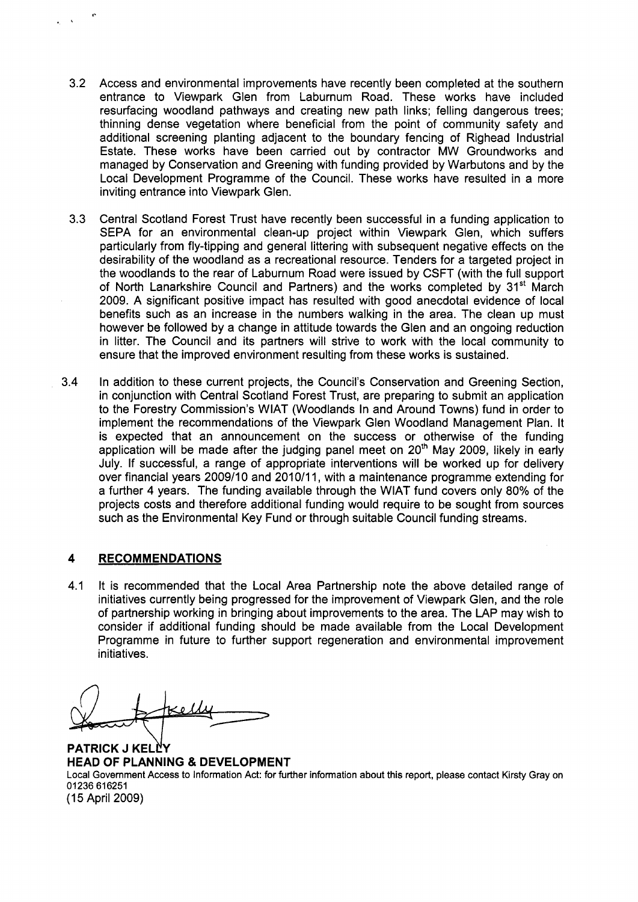3.2 Access and environmental improvements have recently been completed at the southern entrance to Viewpark Glen from Laburnum Road. These works have included resurfacing woodland pathways and creating new path links; felling dangerous trees; thinning dense vegetation where beneficial from the point of community safety and additional screening planting adjacent to the boundary fencing of Righead Industrial Estate. These works have been carried out by contractor MW Groundworks and managed by Conservation and Greening with funding provided by Warbutons and by the Local Development Programme of the Council. These works have resulted in a more inviting entrance into Viewpark Glen.

3.3 Central Scotland Forest Trust have recently been successful in a funding application to SEPA for an environmental clean-up project within Viewpark Glen, which suffers particularly from fly-tipping and general littering with subsequent negative effects on the desirability of the woodland as a recreational resource. Tenders for a targeted project in the woodlands to the rear of Laburnum Road were issued by CSFT (with the full support of North Lanarkshire Council and Partners) and the works completed by 31st March 2009. A significant positive impact has resulted with good anecdotal evidence of local benefits such as an increase in the numbers walking in the area. The clean up must however be followed by a change in attitude towards the Glen and an ongoing reduction in litter. The Council and its partners will strive to work with the local community to ensure that the improved environment resulting from these works is sustained.

3.4 In addition to these current projects, the Council's Conservation and Greening Section, in conjunction with Central Scotland Forest Trust, are preparing to submit an application to the Forestry Commission's WIAT (Woodlands In and Around Towns) fund in order to implement the recommendations of the Viewpark Glen Woodland Management Plan. It is expected that an announcement on the success or otherwise of the funding application will be made after the judging panel meet on 20th May 2009, likely in early July. If successful, a range of appropriate interventions will be worked up for delivery over financial years 2009/10 and 2010/11, with a maintenance programme extending for a further 4 years. The funding available through the WIAT fund covers only 80% of the projects costs and therefore additional funding would require to be sought from sources such as the Environmental Key Fund or through suitable Council funding streams.

## 4 RECOMMENDATIONS

4.1 It is recommended that the Local Area Partnership note the above detailed range of initiatives currently being progressed for the improvement of Viewpark Glen, and the role of partnership working in bringing about improvements to the area. The LAP may wish to consider if additional funding should be made available from the Local Development Programme in future to further support regeneration and environmental improvement initiatives.

**PATRICK J KELLY**
**HEAD OF PLANNING & DEVELOPMENT**

Local Government Access to Information Act: for further information about this report, please contact Kirsty Gray on 01236 616251

(15 April 2009)